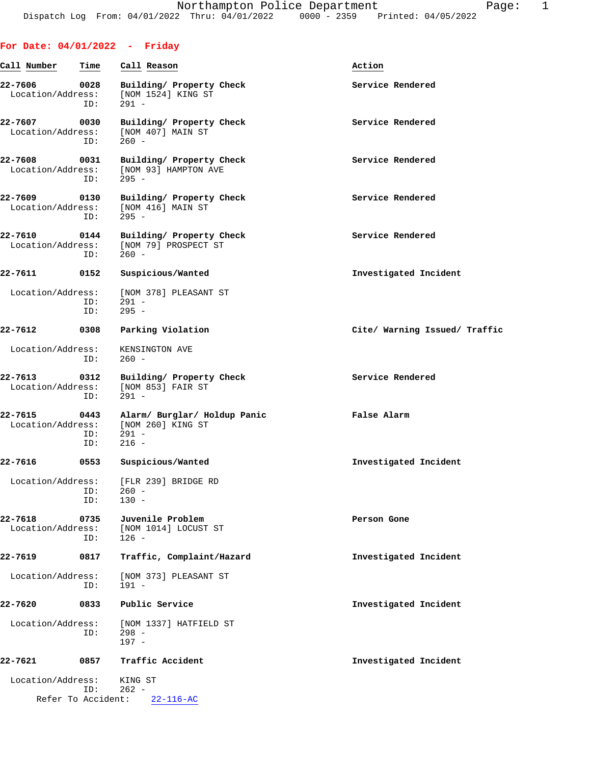For Date: 04/01/2022 - Friday

| Call Number | Time | Call Reason | Action |
|---|---|---|---|
| 22-7606 | 0028 | Building/ Property Check | Service Rendered |
| Location/Address: | | [NOM 1524] KING ST | |
| ID: | | 291 - | |
| 22-7607 | 0030 | Building/ Property Check | Service Rendered |
| Location/Address: | | [NOM 407] MAIN ST | |
| ID: | | 260 - | |
| 22-7608 | 0031 | Building/ Property Check | Service Rendered |
| Location/Address: | | [NOM 93] HAMPTON AVE | |
| ID: | | 295 - | |
| 22-7609 | 0130 | Building/ Property Check | Service Rendered |
| Location/Address: | | [NOM 416] MAIN ST | |
| ID: | | 295 - | |
| 22-7610 | 0144 | Building/ Property Check | Service Rendered |
| Location/Address: | | [NOM 79] PROSPECT ST | |
| ID: | | 260 - | |
| 22-7611 | 0152 | Suspicious/Wanted | Investigated Incident |
| Location/Address: | | [NOM 378] PLEASANT ST | |
| ID: | | 291 - | |
| ID: | | 295 - | |
| 22-7612 | 0308 | Parking Violation | Cite/ Warning Issued/ Traffic |
| Location/Address: | | KENSINGTON AVE | |
| ID: | | 260 - | |
| 22-7613 | 0312 | Building/ Property Check | Service Rendered |
| Location/Address: | | [NOM 853] FAIR ST | |
| ID: | | 291 - | |
| 22-7615 | 0443 | Alarm/ Burglar/ Holdup Panic | False Alarm |
| Location/Address: | | [NOM 260] KING ST | |
| ID: | | 291 - | |
| ID: | | 216 - | |
| 22-7616 | 0553 | Suspicious/Wanted | Investigated Incident |
| Location/Address: | | [FLR 239] BRIDGE RD | |
| ID: | | 260 - | |
| ID: | | 130 - | |
| 22-7618 | 0735 | Juvenile Problem | Person Gone |
| Location/Address: | | [NOM 1014] LOCUST ST | |
| ID: | | 126 - | |
| 22-7619 | 0817 | Traffic, Complaint/Hazard | Investigated Incident |
| Location/Address: | | [NOM 373] PLEASANT ST | |
| ID: | | 191 - | |
| 22-7620 | 0833 | Public Service | Investigated Incident |
| Location/Address: | | [NOM 1337] HATFIELD ST | |
| ID: | | 298 - | |
| | | 197 - | |
| 22-7621 | 0857 | Traffic Accident | Investigated Incident |
| Location/Address: | | KING ST | |
| ID: | | 262 - | |
| Refer To Accident: | | 22-116-AC | |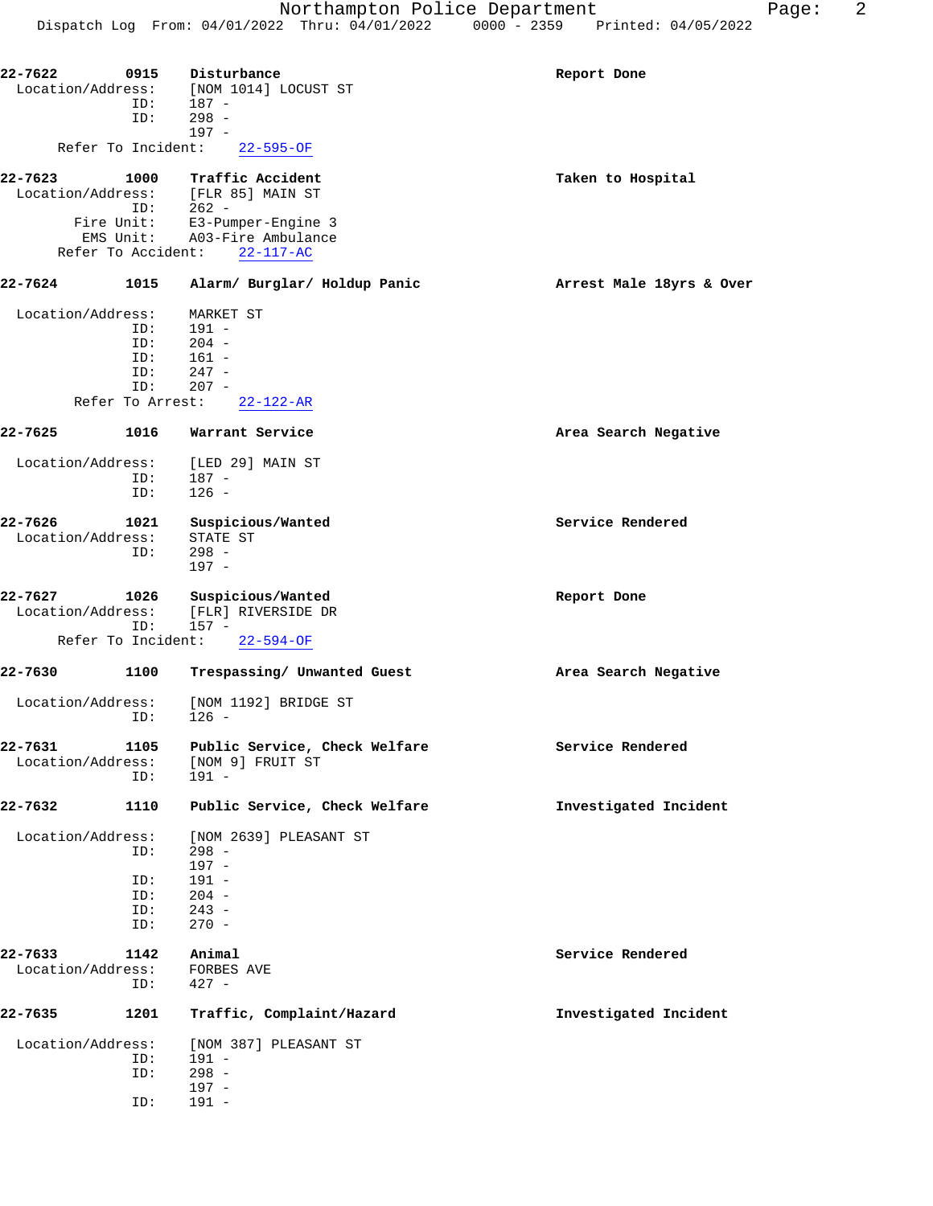Northampton Police Department
Dispatch Log From: 04/01/2022 Thru: 04/01/2022 0000 - 2359 Printed: 04/05/2022

```
22-7622        0915    Disturbance                                  Report Done
  Location/Address:    [NOM 1014] LOCUST ST
                ID:    187 -
                ID:    298 -
                       197 -
      Refer To Incident:    22-595-OF

22-7623        1000    Traffic Accident                             Taken to Hospital
  Location/Address:    [FLR 85] MAIN ST
                ID:    262 -
         Fire Unit:    E3-Pumper-Engine 3
          EMS Unit:    A03-Fire Ambulance
      Refer To Accident:    22-117-AC

22-7624        1015    Alarm/ Burglar/ Holdup Panic                 Arrest Male 18yrs & Over

  Location/Address:    MARKET ST
                ID:    191 -
                ID:    204 -
                ID:    161 -
                ID:    247 -
                ID:    207 -
        Refer To Arrest:    22-122-AR

22-7625        1016    Warrant Service                              Area Search Negative

  Location/Address:    [LED 29] MAIN ST
                ID:    187 -
                ID:    126 -

22-7626        1021    Suspicious/Wanted                            Service Rendered
  Location/Address:    STATE ST
                ID:    298 -
                       197 -

22-7627        1026    Suspicious/Wanted                            Report Done
  Location/Address:    [FLR] RIVERSIDE DR
                ID:    157 -
      Refer To Incident:    22-594-OF

22-7630        1100    Trespassing/ Unwanted Guest                  Area Search Negative

  Location/Address:    [NOM 1192] BRIDGE ST
                ID:    126 -

22-7631        1105    Public Service, Check Welfare                Service Rendered
  Location/Address:    [NOM 9] FRUIT ST
                ID:    191 -

22-7632        1110    Public Service, Check Welfare                Investigated Incident

  Location/Address:    [NOM 2639] PLEASANT ST
                ID:    298 -
                       197 -
                ID:    191 -
                ID:    204 -
                ID:    243 -
                ID:    270 -

22-7633        1142    Animal                                       Service Rendered
  Location/Address:    FORBES AVE
                ID:    427 -

22-7635        1201    Traffic, Complaint/Hazard                    Investigated Incident

  Location/Address:    [NOM 387] PLEASANT ST
                ID:    191 -
                ID:    298 -
                       197 -
                ID:    191 -
```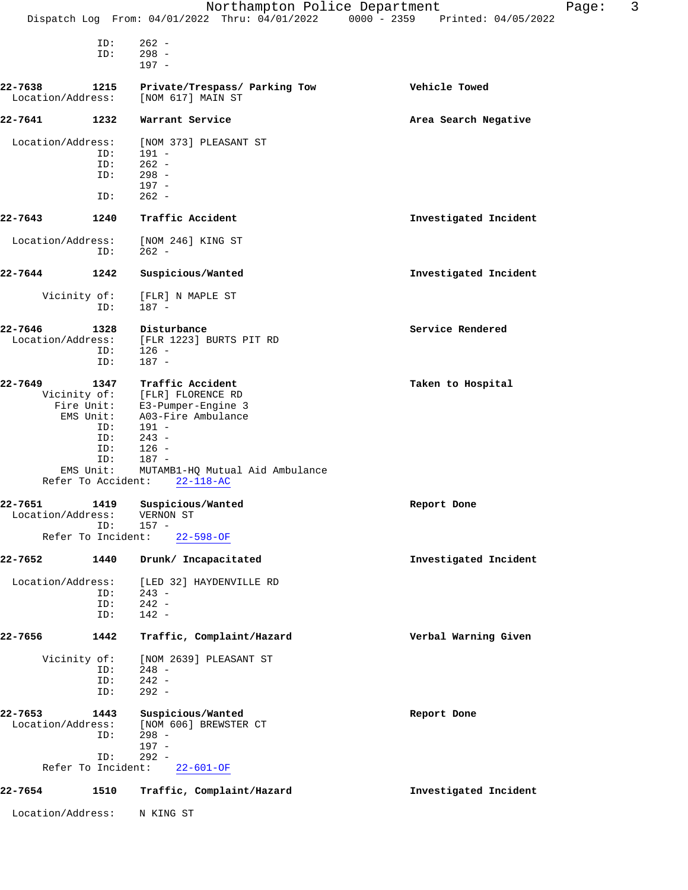ID: 262 -
ID: 298 -
197 -

**22-7638 1215 Private/Trespass/ Parking Tow** — Vehicle Towed
Location/Address: [NOM 617] MAIN ST

**22-7641 1232 Warrant Service** — Area Search Negative

Location/Address: [NOM 373] PLEASANT ST
ID: 191 -
ID: 262 -
ID: 298 -
197 -
ID: 262 -

**22-7643 1240 Traffic Accident** — Investigated Incident

Location/Address: [NOM 246] KING ST
ID: 262 -

**22-7644 1242 Suspicious/Wanted** — Investigated Incident

Vicinity of: [FLR] N MAPLE ST
ID: 187 -

**22-7646 1328 Disturbance** — Service Rendered
Location/Address: [FLR 1223] BURTS PIT RD
ID: 126 -
ID: 187 -

**22-7649 1347 Traffic Accident** — Taken to Hospital
Vicinity of: [FLR] FLORENCE RD
Fire Unit: E3-Pumper-Engine 3
EMS Unit: A03-Fire Ambulance
ID: 191 -
ID: 243 -
ID: 126 -
ID: 187 -
EMS Unit: MUTAMB1-HQ Mutual Aid Ambulance
Refer To Accident: 22-118-AC

**22-7651 1419 Suspicious/Wanted** — Report Done
Location/Address: VERNON ST
ID: 157 -
Refer To Incident: 22-598-OF

**22-7652 1440 Drunk/ Incapacitated** — Investigated Incident

Location/Address: [LED 32] HAYDENVILLE RD
ID: 243 -
ID: 242 -
ID: 142 -

**22-7656 1442 Traffic, Complaint/Hazard** — Verbal Warning Given

Vicinity of: [NOM 2639] PLEASANT ST
ID: 248 -
ID: 242 -
ID: 292 -

**22-7653 1443 Suspicious/Wanted** — Report Done
Location/Address: [NOM 606] BREWSTER CT
ID: 298 -
197 -
ID: 292 -
Refer To Incident: 22-601-OF

**22-7654 1510 Traffic, Complaint/Hazard** — Investigated Incident

Location/Address: N KING ST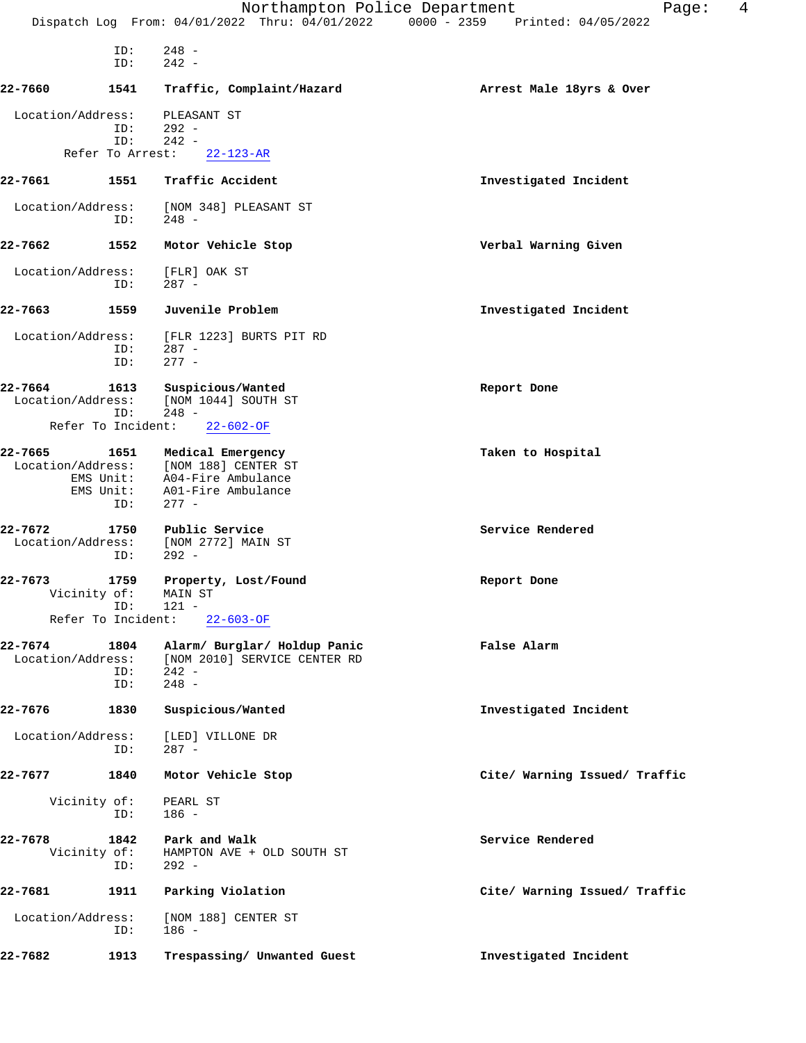ID: 248 -
ID: 242 -

**22-7660** **1541** **Traffic, Complaint/Hazard** **Arrest Male 18yrs & Over**

Location/Address: PLEASANT ST
ID: 292 -
ID: 242 -
Refer To Arrest: 22-123-AR

**22-7661** **1551** **Traffic Accident** **Investigated Incident**

Location/Address: [NOM 348] PLEASANT ST
ID: 248 -

**22-7662** **1552** **Motor Vehicle Stop** **Verbal Warning Given**

Location/Address: [FLR] OAK ST
ID: 287 -

**22-7663** **1559** **Juvenile Problem** **Investigated Incident**

Location/Address: [FLR 1223] BURTS PIT RD
ID: 287 -
ID: 277 -

**22-7664** **1613** **Suspicious/Wanted** **Report Done**
Location/Address: [NOM 1044] SOUTH ST
ID: 248 -
Refer To Incident: 22-602-OF

**22-7665** **1651** **Medical Emergency** **Taken to Hospital**
Location/Address: [NOM 188] CENTER ST
EMS Unit: A04-Fire Ambulance
EMS Unit: A01-Fire Ambulance
ID: 277 -

**22-7672** **1750** **Public Service** **Service Rendered**
Location/Address: [NOM 2772] MAIN ST
ID: 292 -

**22-7673** **1759** **Property, Lost/Found** **Report Done**
Vicinity of: MAIN ST
ID: 121 -
Refer To Incident: 22-603-OF

**22-7674** **1804** **Alarm/ Burglar/ Holdup Panic** **False Alarm**
Location/Address: [NOM 2010] SERVICE CENTER RD
ID: 242 -
ID: 248 -

**22-7676** **1830** **Suspicious/Wanted** **Investigated Incident**

Location/Address: [LED] VILLONE DR
ID: 287 -

**22-7677** **1840** **Motor Vehicle Stop** **Cite/ Warning Issued/ Traffic**

Vicinity of: PEARL ST
ID: 186 -

**22-7678** **1842** **Park and Walk** **Service Rendered**
Vicinity of: HAMPTON AVE + OLD SOUTH ST
ID: 292 -

**22-7681** **1911** **Parking Violation** **Cite/ Warning Issued/ Traffic**

Location/Address: [NOM 188] CENTER ST
ID: 186 -

**22-7682** **1913** **Trespassing/ Unwanted Guest** **Investigated Incident**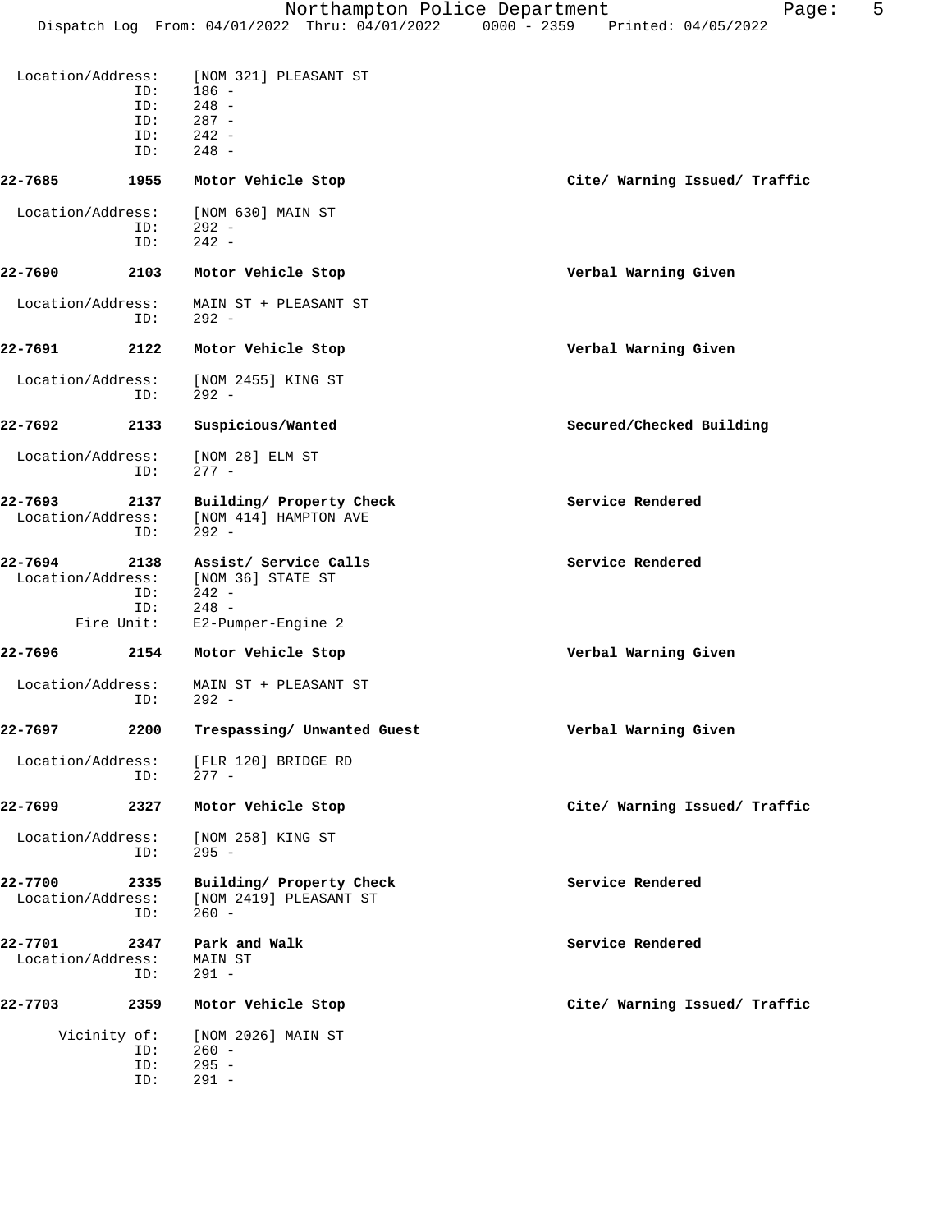Location/Address: [NOM 321] PLEASANT ST
ID: 186 -
ID: 248 -
ID: 287 -
ID: 242 -
ID: 248 -

**22-7685 1955 Motor Vehicle Stop** **Cite/ Warning Issued/ Traffic**

Location/Address: [NOM 630] MAIN ST
ID: 292 -
ID: 242 -

**22-7690 2103 Motor Vehicle Stop** **Verbal Warning Given**

Location/Address: MAIN ST + PLEASANT ST
ID: 292 -

**22-7691 2122 Motor Vehicle Stop** **Verbal Warning Given**

Location/Address: [NOM 2455] KING ST
ID: 292 -

**22-7692 2133 Suspicious/Wanted** **Secured/Checked Building**

Location/Address: [NOM 28] ELM ST
ID: 277 -

**22-7693 2137 Building/ Property Check** **Service Rendered**
Location/Address: [NOM 414] HAMPTON AVE
ID: 292 -

**22-7694 2138 Assist/ Service Calls** **Service Rendered**
Location/Address: [NOM 36] STATE ST
ID: 242 -
ID: 248 -
Fire Unit: E2-Pumper-Engine 2

**22-7696 2154 Motor Vehicle Stop** **Verbal Warning Given**

Location/Address: MAIN ST + PLEASANT ST
ID: 292 -

**22-7697 2200 Trespassing/ Unwanted Guest** **Verbal Warning Given**

Location/Address: [FLR 120] BRIDGE RD
ID: 277 -

**22-7699 2327 Motor Vehicle Stop** **Cite/ Warning Issued/ Traffic**

Location/Address: [NOM 258] KING ST
ID: 295 -

**22-7700 2335 Building/ Property Check** **Service Rendered**
Location/Address: [NOM 2419] PLEASANT ST
ID: 260 -

**22-7701 2347 Park and Walk** **Service Rendered**
Location/Address: MAIN ST
ID: 291 -

**22-7703 2359 Motor Vehicle Stop** **Cite/ Warning Issued/ Traffic**

Vicinity of: [NOM 2026] MAIN ST
ID: 260 -
ID: 295 -
ID: 291 -